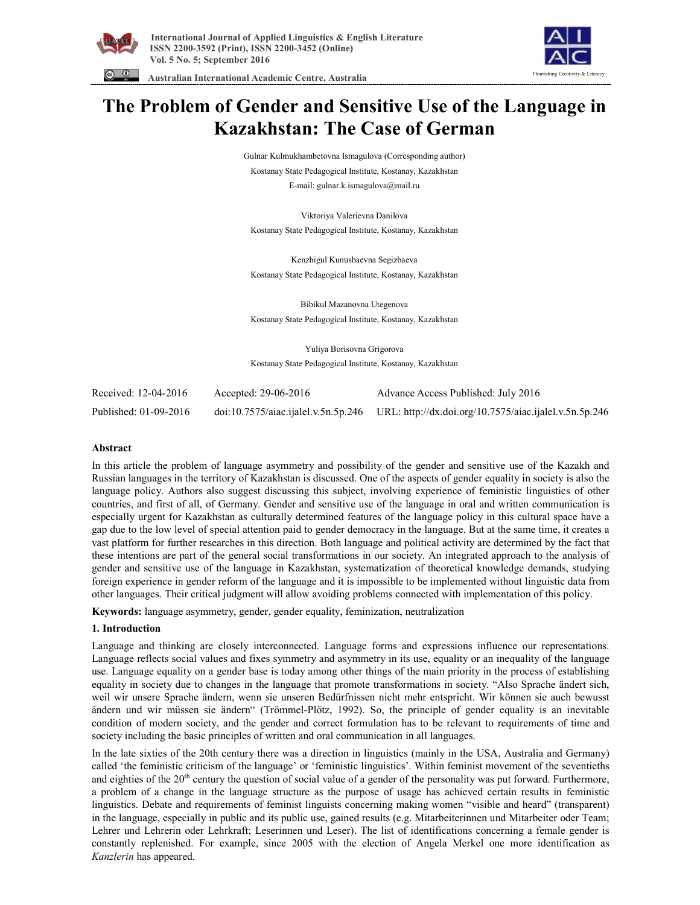# The Problem of Gender and Sensitive Use of the Language in Kazakhstan: The Case of German

Gulnar Kulmukhambetovna Ismagulova (Corresponding author)

Kostanay State Pedagogical Institute, Kostanay, Kazakhstan

E-mail: gulnar.k.ismagulova@mail.ru

Viktoriya Valerievna Danilova

Kostanay State Pedagogical Institute, Kostanay, Kazakhstan

Kenzhigul Kunusbaevna Segizbaeva

Kostanay State Pedagogical Institute, Kostanay, Kazakhstan

Bibikul Mazanovna Utegenova

Kostanay State Pedagogical Institute, Kostanay, Kazakhstan

Yuliya Borisovna Grigorova

Kostanay State Pedagogical Institute, Kostanay, Kazakhstan

Received: 12-04-2016 Accepted: 29-06-2016 Advance Access Published: July 2016

Published: 01-09-2016 doi:10.7575/aiac.ijalel.v.5n.5p.246 URL: http://dx.doi.org/10.7575/aiac.ijalel.v.5n.5p.246

## Abstract

In this article the problem of language asymmetry and possibility of the gender and sensitive use of the Kazakh and Russian languages in the territory of Kazakhstan is discussed. One of the aspects of gender equality in society is also the language policy. Authors also suggest discussing this subject, involving experience of feministic linguistics of other countries, and first of all, of Germany. Gender and sensitive use of the language in oral and written communication is especially urgent for Kazakhstan as culturally determined features of the language policy in this cultural space have a gap due to the low level of special attention paid to gender democracy in the language. But at the same time, it creates a vast platform for further researches in this direction. Both language and political activity are determined by the fact that these intentions are part of the general social transformations in our society. An integrated approach to the analysis of gender and sensitive use of the language in Kazakhstan, systematization of theoretical knowledge demands, studying foreign experience in gender reform of the language and it is impossible to be implemented without linguistic data from other languages. Their critical judgment will allow avoiding problems connected with implementation of this policy.

**Keywords:** language asymmetry, gender, gender equality, feminization, neutralization

## 1. Introduction

Language and thinking are closely interconnected. Language forms and expressions influence our representations. Language reflects social values and fixes symmetry and asymmetry in its use, equality or an inequality of the language use. Language equality on a gender base is today among other things of the main priority in the process of establishing equality in society due to changes in the language that promote transformations in society. "Also Sprache ändert sich, weil wir unsere Sprache ändern, wenn sie unseren Bedürfnissen nicht mehr entspricht. Wir können sie auch bewusst ändern und wir müssen sie ändern" (Trömmel-Plötz, 1992). So, the principle of gender equality is an inevitable condition of modern society, and the gender and correct formulation has to be relevant to requirements of time and society including the basic principles of written and oral communication in all languages.

In the late sixties of the 20th century there was a direction in linguistics (mainly in the USA, Australia and Germany) called 'the feministic criticism of the language' or 'feministic linguistics'. Within feminist movement of the seventieths and eighties of the 20th century the question of social value of a gender of the personality was put forward. Furthermore, a problem of a change in the language structure as the purpose of usage has achieved certain results in feministic linguistics. Debate and requirements of feminist linguists concerning making women "visible and heard" (transparent) in the language, especially in public and its public use, gained results (e.g. Mitarbeiterinnen und Mitarbeiter oder Team; Lehrer und Lehrerin oder Lehrkraft; Leserinnen und Leser). The list of identifications concerning a female gender is constantly replenished. For example, since 2005 with the election of Angela Merkel one more identification as *Kanzlerin* has appeared.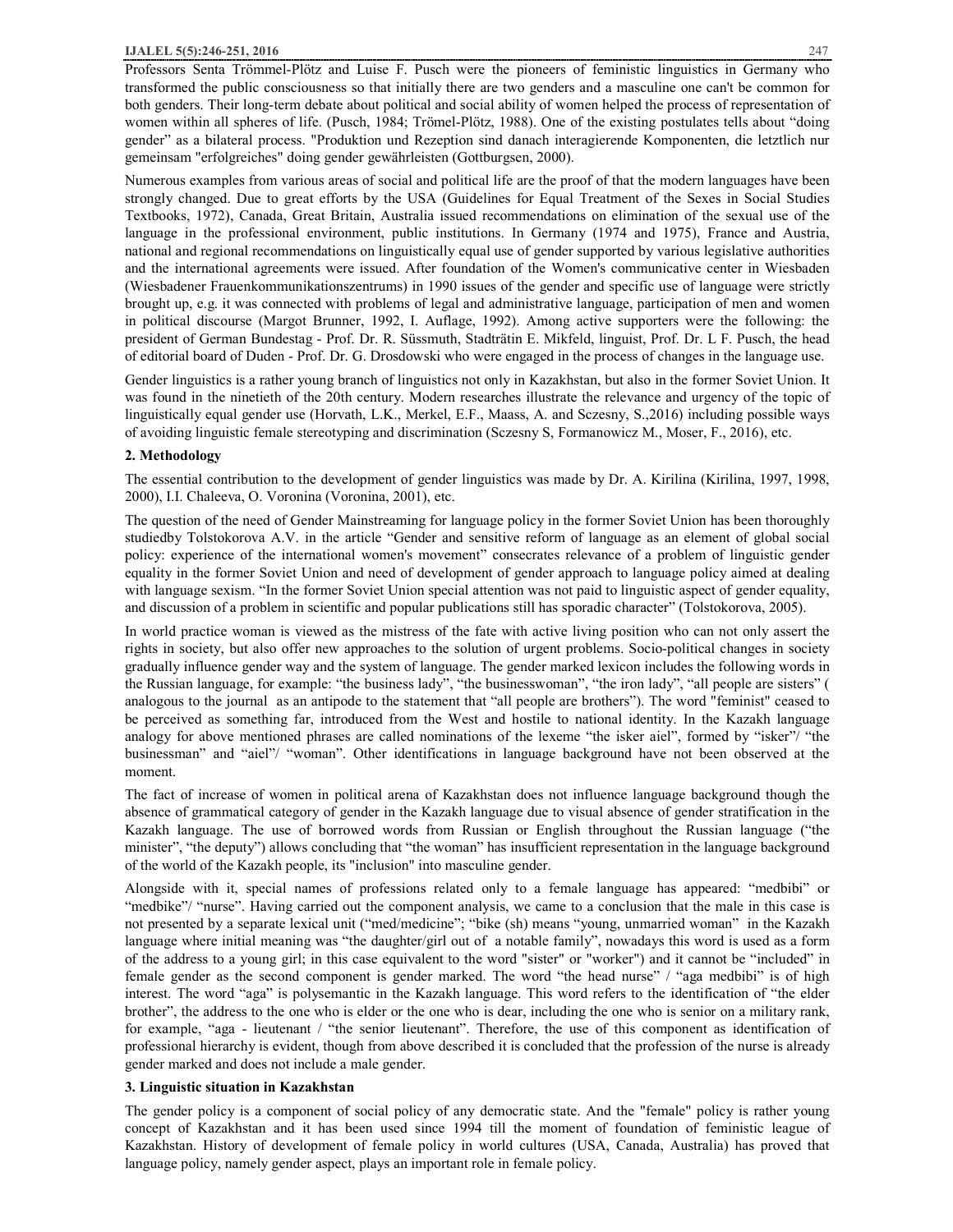Professors Senta Trömmel-Plötz and Luise F. Pusch were the pioneers of feministic linguistics in Germany who transformed the public consciousness so that initially there are two genders and a masculine one can't be common for both genders. Their long-term debate about political and social ability of women helped the process of representation of women within all spheres of life. (Pusch, 1984; Trömel-Plötz, 1988). One of the existing postulates tells about "doing gender" as a bilateral process. "Produktion und Rezeption sind danach interagierende Komponenten, die letztlich nur gemeinsam "erfolgreiches" doing gender gewährleisten (Gottburgsen, 2000).

Numerous examples from various areas of social and political life are the proof of that the modern languages have been strongly changed. Due to great efforts by the USA (Guidelines for Equal Treatment of the Sexes in Social Studies Textbooks, 1972), Canada, Great Britain, Australia issued recommendations on elimination of the sexual use of the language in the professional environment, public institutions. In Germany (1974 and 1975), France and Austria, national and regional recommendations on linguistically equal use of gender supported by various legislative authorities and the international agreements were issued. After foundation of the Women's communicative center in Wiesbaden (Wiesbadener Frauenkommunikationszentrums) in 1990 issues of the gender and specific use of language were strictly brought up, e.g. it was connected with problems of legal and administrative language, participation of men and women in political discourse (Margot Brunner, 1992, I. Auflage, 1992). Among active supporters were the following: the president of German Bundestag - Prof. Dr. R. Süssmuth, Stadträtin E. Mikfeld, linguist, Prof. Dr. L F. Pusch, the head of editorial board of Duden - Prof. Dr. G. Drosdowski who were engaged in the process of changes in the language use.

Gender linguistics is a rather young branch of linguistics not only in Kazakhstan, but also in the former Soviet Union. It was found in the ninetieth of the 20th century. Modern researches illustrate the relevance and urgency of the topic of linguistically equal gender use (Horvath, L.K., Merkel, E.F., Maass, A. and Sczesny, S.,2016) including possible ways of avoiding linguistic female stereotyping and discrimination (Sczesny S, Formanowicz M., Moser, F., 2016), etc.

## 2. Methodology

The essential contribution to the development of gender linguistics was made by Dr. A. Kirilina (Kirilina, 1997, 1998, 2000), I.I. Chaleeva, O. Voronina (Voronina, 2001), etc.

The question of the need of Gender Mainstreaming for language policy in the former Soviet Union has been thoroughly studiedby Tolstokorova A.V. in the article "Gender and sensitive reform of language as an element of global social policy: experience of the international women's movement" consecrates relevance of a problem of linguistic gender equality in the former Soviet Union and need of development of gender approach to language policy aimed at dealing with language sexism. "In the former Soviet Union special attention was not paid to linguistic aspect of gender equality, and discussion of a problem in scientific and popular publications still has sporadic character" (Tolstokorova, 2005).

In world practice woman is viewed as the mistress of the fate with active living position who can not only assert the rights in society, but also offer new approaches to the solution of urgent problems. Socio-political changes in society gradually influence gender way and the system of language. The gender marked lexicon includes the following words in the Russian language, for example: "the business lady", "the businesswoman", "the iron lady", "all people are sisters" ( analogous to the journal as an antipode to the statement that "all people are brothers"). The word "feminist" ceased to be perceived as something far, introduced from the West and hostile to national identity. In the Kazakh language analogy for above mentioned phrases are called nominations of the lexeme "the isker aiel", formed by "isker"/ "the businessman" and "aiel"/ "woman". Other identifications in language background have not been observed at the moment.

The fact of increase of women in political arena of Kazakhstan does not influence language background though the absence of grammatical category of gender in the Kazakh language due to visual absence of gender stratification in the Kazakh language. The use of borrowed words from Russian or English throughout the Russian language ("the minister", "the deputy") allows concluding that "the woman" has insufficient representation in the language background of the world of the Kazakh people, its "inclusion" into masculine gender.

Alongside with it, special names of professions related only to a female language has appeared: "medbibi" or "medbike"/ "nurse". Having carried out the component analysis, we came to a conclusion that the male in this case is not presented by a separate lexical unit ("med/medicine"; "bike (sh) means "young, unmarried woman" in the Kazakh language where initial meaning was "the daughter/girl out of a notable family", nowadays this word is used as a form of the address to a young girl; in this case equivalent to the word "sister" or "worker") and it cannot be "included" in female gender as the second component is gender marked. The word "the head nurse" / "aga medbibi" is of high interest. The word "aga" is polysemantic in the Kazakh language. This word refers to the identification of "the elder brother", the address to the one who is elder or the one who is dear, including the one who is senior on a military rank, for example, "aga - lieutenant / "the senior lieutenant". Therefore, the use of this component as identification of professional hierarchy is evident, though from above described it is concluded that the profession of the nurse is already gender marked and does not include a male gender.

## 3. Linguistic situation in Kazakhstan

The gender policy is a component of social policy of any democratic state. And the "female" policy is rather young concept of Kazakhstan and it has been used since 1994 till the moment of foundation of feministic league of Kazakhstan. History of development of female policy in world cultures (USA, Canada, Australia) has proved that language policy, namely gender aspect, plays an important role in female policy.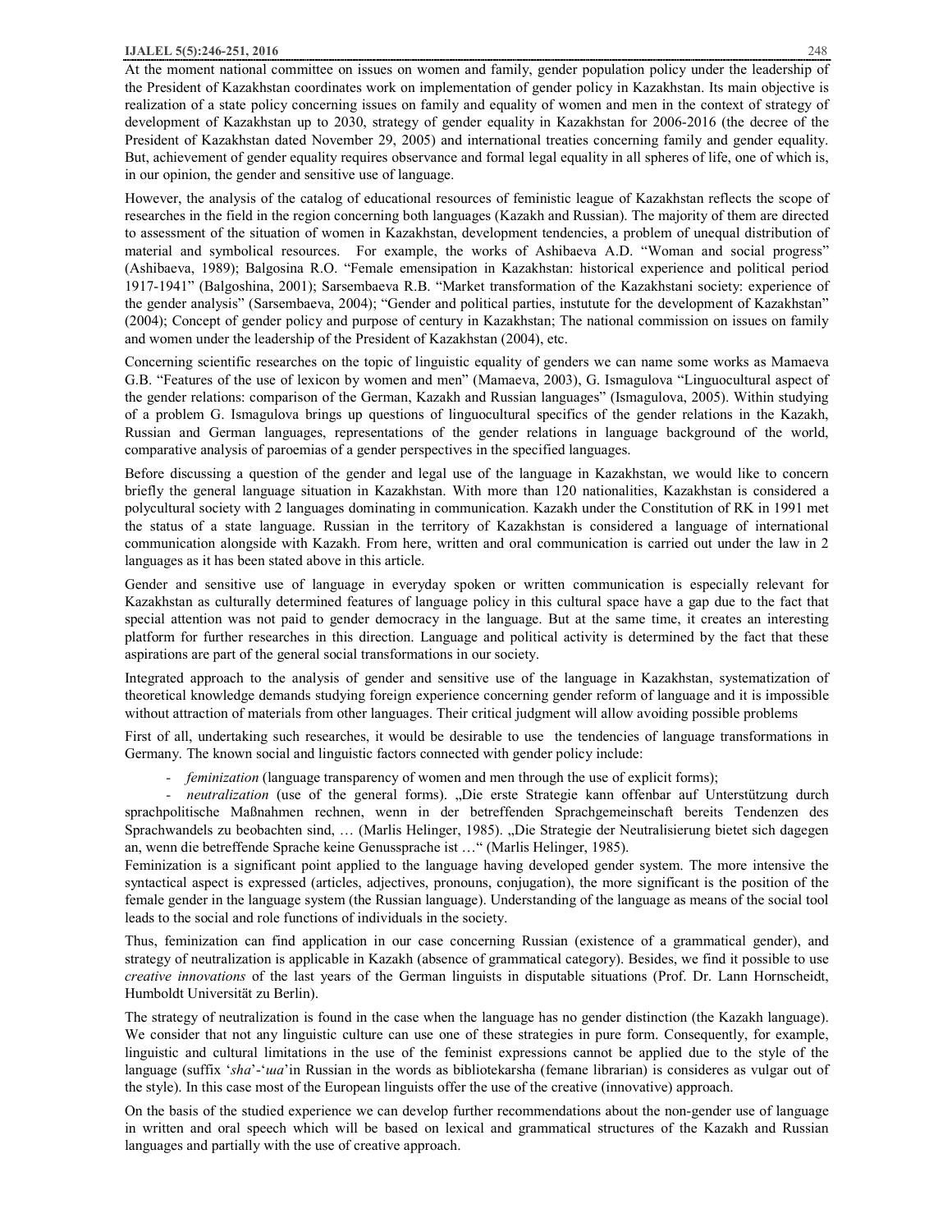At the moment national committee on issues on women and family, gender population policy under the leadership of the President of Kazakhstan coordinates work on implementation of gender policy in Kazakhstan. Its main objective is realization of a state policy concerning issues on family and equality of women and men in the context of strategy of development of Kazakhstan up to 2030, strategy of gender equality in Kazakhstan for 2006-2016 (the decree of the President of Kazakhstan dated November 29, 2005) and international treaties concerning family and gender equality. But, achievement of gender equality requires observance and formal legal equality in all spheres of life, one of which is, in our opinion, the gender and sensitive use of language.

However, the analysis of the catalog of educational resources of feministic league of Kazakhstan reflects the scope of researches in the field in the region concerning both languages (Kazakh and Russian). The majority of them are directed to assessment of the situation of women in Kazakhstan, development tendencies, a problem of unequal distribution of material and symbolical resources. For example, the works of Ashibaeva A.D. "Woman and social progress" (Ashibaeva, 1989); Balgosina R.O. "Female emensipation in Kazakhstan: historical experience and political period 1917-1941" (Balgoshina, 2001); Sarsembaeva R.B. "Market transformation of the Kazakhstani society: experience of the gender analysis" (Sarsembaeva, 2004); "Gender and political parties, instutute for the development of Kazakhstan" (2004); Concept of gender policy and purpose of century in Kazakhstan; The national commission on issues on family and women under the leadership of the President of Kazakhstan (2004), etc.

Concerning scientific researches on the topic of linguistic equality of genders we can name some works as Mamaeva G.B. "Features of the use of lexicon by women and men" (Mamaeva, 2003), G. Ismagulova "Linguocultural aspect of the gender relations: comparison of the German, Kazakh and Russian languages" (Ismagulova, 2005). Within studying of a problem G. Ismagulova brings up questions of linguocultural specifics of the gender relations in the Kazakh, Russian and German languages, representations of the gender relations in language background of the world, comparative analysis of paroemias of a gender perspectives in the specified languages.

Before discussing a question of the gender and legal use of the language in Kazakhstan, we would like to concern briefly the general language situation in Kazakhstan. With more than 120 nationalities, Kazakhstan is considered a polycultural society with 2 languages dominating in communication. Kazakh under the Constitution of RK in 1991 met the status of a state language. Russian in the territory of Kazakhstan is considered a language of international communication alongside with Kazakh. From here, written and oral communication is carried out under the law in 2 languages as it has been stated above in this article.

Gender and sensitive use of language in everyday spoken or written communication is especially relevant for Kazakhstan as culturally determined features of language policy in this cultural space have a gap due to the fact that special attention was not paid to gender democracy in the language. But at the same time, it creates an interesting platform for further researches in this direction. Language and political activity is determined by the fact that these aspirations are part of the general social transformations in our society.

Integrated approach to the analysis of gender and sensitive use of the language in Kazakhstan, systematization of theoretical knowledge demands studying foreign experience concerning gender reform of language and it is impossible without attraction of materials from other languages. Their critical judgment will allow avoiding possible problems

First of all, undertaking such researches, it would be desirable to use the tendencies of language transformations in Germany. The known social and linguistic factors connected with gender policy include:

- *feminization* (language transparency of women and men through the use of explicit forms);
- *neutralization* (use of the general forms). „Die erste Strategie kann offenbar auf Unterstützung durch sprachpolitische Maßnahmen rechnen, wenn in der betreffenden Sprachgemeinschaft bereits Tendenzen des Sprachwandels zu beobachten sind, … (Marlis Helinger, 1985). „Die Strategie der Neutralisierung bietet sich dagegen an, wenn die betreffende Sprache keine Genussprache ist …" (Marlis Helinger, 1985).

Feminization is a significant point applied to the language having developed gender system. The more intensive the syntactical aspect is expressed (articles, adjectives, pronouns, conjugation), the more significant is the position of the female gender in the language system (the Russian language). Understanding of the language as means of the social tool leads to the social and role functions of individuals in the society.

Thus, feminization can find application in our case concerning Russian (existence of a grammatical gender), and strategy of neutralization is applicable in Kazakh (absence of grammatical category). Besides, we find it possible to use *creative innovations* of the last years of the German linguists in disputable situations (Prof. Dr. Lann Hornscheidt, Humboldt Universität zu Berlin).

The strategy of neutralization is found in the case when the language has no gender distinction (the Kazakh language). We consider that not any linguistic culture can use one of these strategies in pure form. Consequently, for example, linguistic and cultural limitations in the use of the feminist expressions cannot be applied due to the style of the language (suffix '*sha*'-'*ша*'in Russian in the words as bibliotekarsha (femane librarian) is consideres as vulgar out of the style). In this case most of the European linguists offer the use of the creative (innovative) approach.

On the basis of the studied experience we can develop further recommendations about the non-gender use of language in written and oral speech which will be based on lexical and grammatical structures of the Kazakh and Russian languages and partially with the use of creative approach.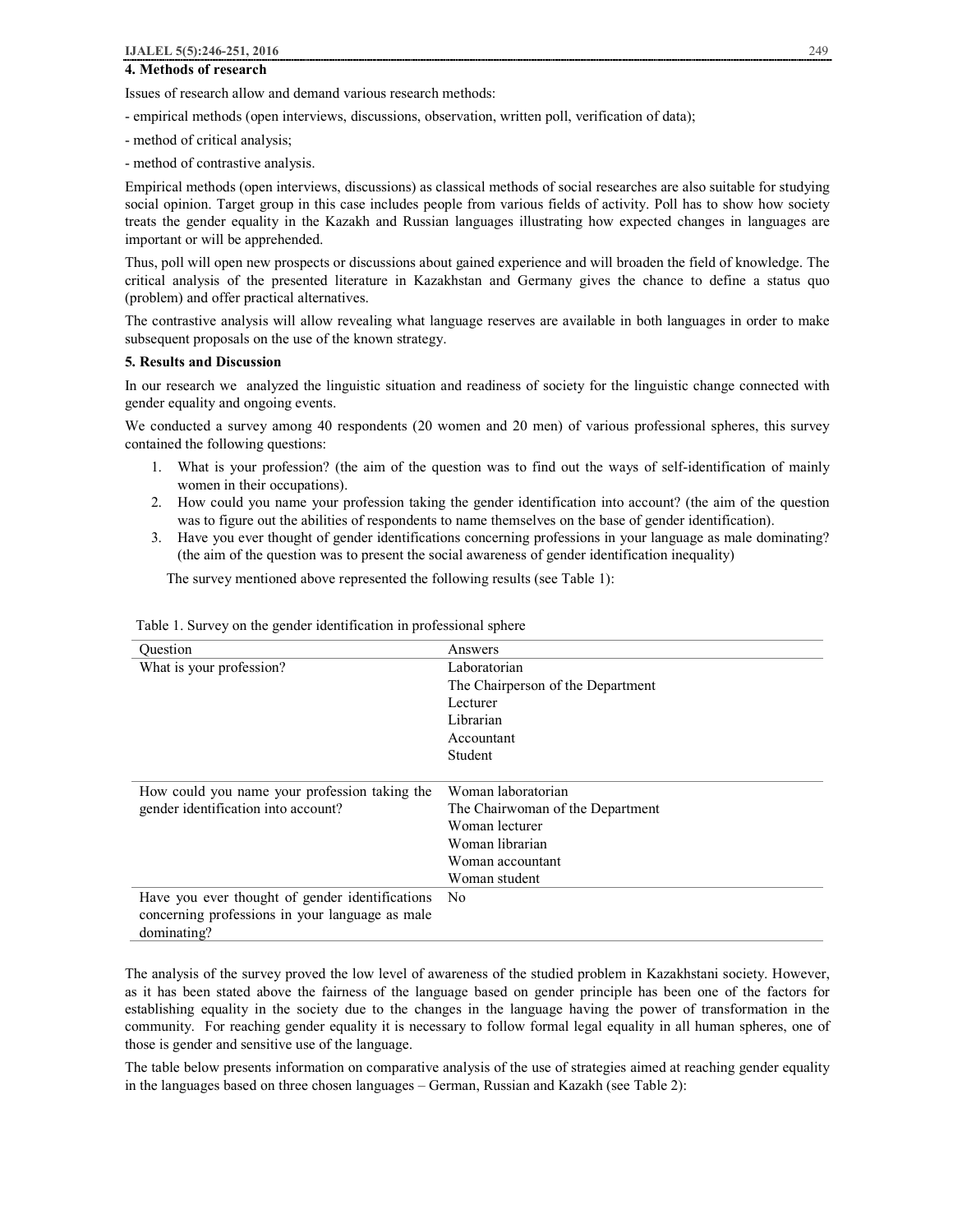## 4. Methods of research

Issues of research allow and demand various research methods:

- empirical methods (open interviews, discussions, observation, written poll, verification of data);
- method of critical analysis;
- method of contrastive analysis.

Empirical methods (open interviews, discussions) as classical methods of social researches are also suitable for studying social opinion. Target group in this case includes people from various fields of activity. Poll has to show how society treats the gender equality in the Kazakh and Russian languages illustrating how expected changes in languages are important or will be apprehended.

Thus, poll will open new prospects or discussions about gained experience and will broaden the field of knowledge. The critical analysis of the presented literature in Kazakhstan and Germany gives the chance to define a status quo (problem) and offer practical alternatives.

The contrastive analysis will allow revealing what language reserves are available in both languages in order to make subsequent proposals on the use of the known strategy.

## 5. Results and Discussion

In our research we analyzed the linguistic situation and readiness of society for the linguistic change connected with gender equality and ongoing events.

We conducted a survey among 40 respondents (20 women and 20 men) of various professional spheres, this survey contained the following questions:

1. What is your profession? (the aim of the question was to find out the ways of self-identification of mainly women in their occupations).
2. How could you name your profession taking the gender identification into account? (the aim of the question was to figure out the abilities of respondents to name themselves on the base of gender identification).
3. Have you ever thought of gender identifications concerning professions in your language as male dominating? (the aim of the question was to present the social awareness of gender identification inequality)

The survey mentioned above represented the following results (see Table 1):

Table 1. Survey on the gender identification in professional sphere

| Question | Answers |
|---|---|
| What is your profession? | Laboratorian<br>The Chairperson of the Department<br>Lecturer<br>Librarian<br>Accountant<br>Student |
| How could you name your profession taking the gender identification into account? | Woman laboratorian<br>The Chairwoman of the Department<br>Woman lecturer<br>Woman librarian<br>Woman accountant<br>Woman student |
| Have you ever thought of gender identifications concerning professions in your language as male dominating? | No |

The analysis of the survey proved the low level of awareness of the studied problem in Kazakhstani society. However, as it has been stated above the fairness of the language based on gender principle has been one of the factors for establishing equality in the society due to the changes in the language having the power of transformation in the community. For reaching gender equality it is necessary to follow formal legal equality in all human spheres, one of those is gender and sensitive use of the language.

The table below presents information on comparative analysis of the use of strategies aimed at reaching gender equality in the languages based on three chosen languages – German, Russian and Kazakh (see Table 2):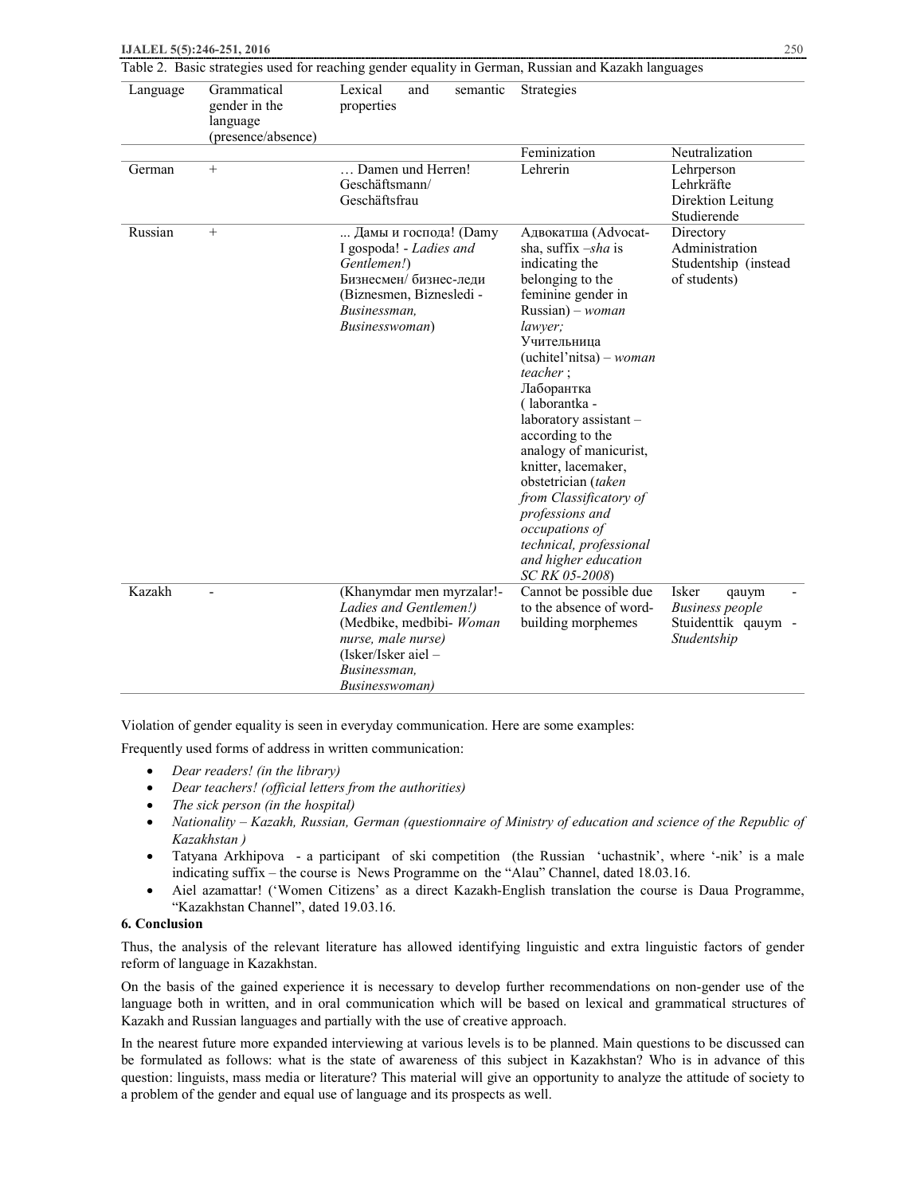Table 2. Basic strategies used for reaching gender equality in German, Russian and Kazakh languages

| Language | Grammatical gender in the language (presence/absence) | Lexical and semantic properties | Strategies | |
|---|---|---|---|---|
| | | | Feminization | Neutralization |
| German | + | … Damen und Herren! Geschäftsmann/ Geschäftsfrau | Lehrerin | Lehrperson Lehrkräfte Direktion Leitung Studierende |
| Russian | + | ... Дамы и господа! (Damy I gospoda! - *Ladies and Gentlemen!*) Бизнесмен/ бизнес-леди (Biznesmen, Biznesledi - *Businessman, Businesswoman*) | Адвокатша (Advocat-sha, suffix –*sha* is indicating the belonging to the feminine gender in Russian) – *woman lawyer;* Учительница (uchitel'nitsa) – *woman teacher* ; Лаборантка ( laborantka - laboratory assistant – according to the analogy of manicurist, knitter, lacemaker, obstetrician (*taken from Classificatory of professions and occupations of technical, professional and higher education SC RK 05-2008*) | Directory Administration Studentship (instead of students) |
| Kazakh | - | (Khanymdar men myrzalar!- *Ladies and Gentlemen!)* (Medbike, medbibi- *Woman nurse, male nurse)* (Isker/Isker aiel – *Businessman, Businesswoman)* | Cannot be possible due to the absence of word-building morphemes | Isker qauym - *Business people* Stuidenttik qauym - *Studentship* |

Violation of gender equality is seen in everyday communication. Here are some examples:

Frequently used forms of address in written communication:

- *Dear readers! (in the library)*
- *Dear teachers! (official letters from the authorities)*
- *The sick person (in the hospital)*
- *Nationality – Kazakh, Russian, German (questionnaire of Ministry of education and science of the Republic of Kazakhstan )*
- Tatyana Arkhipova - a participant of ski competition (the Russian 'uchastnik', where '-nik' is a male indicating suffix – the course is News Programme on the "Alau" Channel, dated 18.03.16.
- Aiel azamattar! ('Women Citizens' as a direct Kazakh-English translation the course is Daua Programme, "Kazakhstan Channel", dated 19.03.16.

**6. Conclusion**

Thus, the analysis of the relevant literature has allowed identifying linguistic and extra linguistic factors of gender reform of language in Kazakhstan.

On the basis of the gained experience it is necessary to develop further recommendations on non-gender use of the language both in written, and in oral communication which will be based on lexical and grammatical structures of Kazakh and Russian languages and partially with the use of creative approach.

In the nearest future more expanded interviewing at various levels is to be planned. Main questions to be discussed can be formulated as follows: what is the state of awareness of this subject in Kazakhstan? Who is in advance of this question: linguists, mass media or literature? This material will give an opportunity to analyze the attitude of society to a problem of the gender and equal use of language and its prospects as well.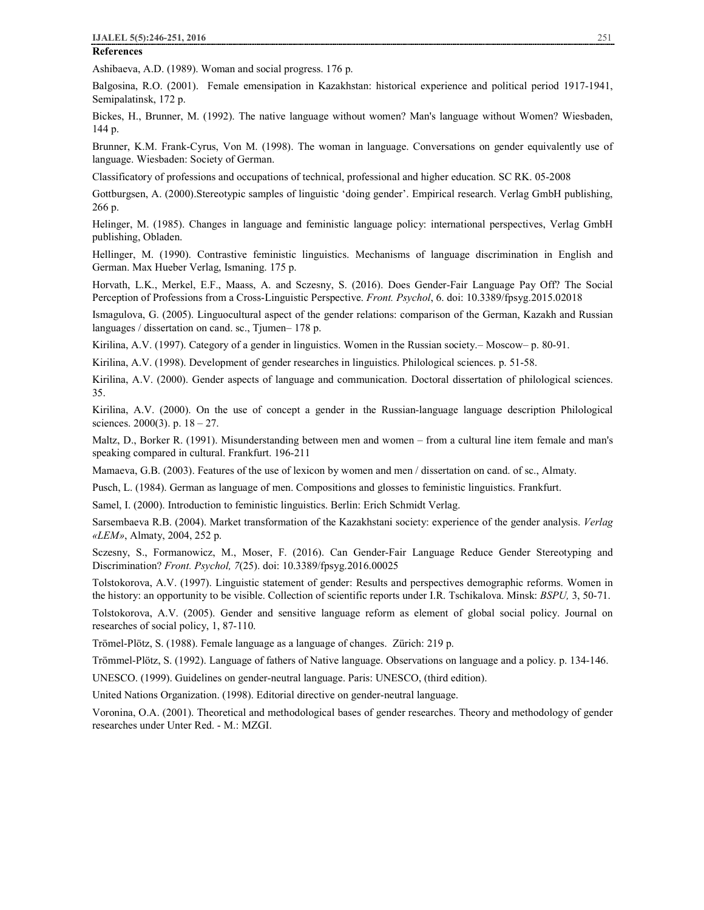## References

Ashibaeva, A.D. (1989). Woman and social progress. 176 p.

Balgosina, R.O. (2001). Female emensipation in Kazakhstan: historical experience and political period 1917-1941, Semipalatinsk, 172 p.

Bickes, H., Brunner, M. (1992). The native language without women? Man's language without Women? Wiesbaden, 144 p.

Brunner, K.M. Frank-Cyrus, Von M. (1998). The woman in language. Conversations on gender equivalently use of language. Wiesbaden: Society of German.

Classificatory of professions and occupations of technical, professional and higher education. SC RK. 05-2008

Gottburgsen, A. (2000).Stereotypic samples of linguistic 'doing gender'. Empirical research. Verlag GmbH publishing, 266 p.

Helinger, M. (1985). Changes in language and feministic language policy: international perspectives, Verlag GmbH publishing, Obladen.

Hellinger, M. (1990). Contrastive feministic linguistics. Mechanisms of language discrimination in English and German. Max Hueber Verlag, Ismaning. 175 p.

Horvath, L.K., Merkel, E.F., Maass, A. and Sczesny, S. (2016). Does Gender-Fair Language Pay Off? The Social Perception of Professions from a Cross-Linguistic Perspective. *Front. Psychol*, 6. doi: 10.3389/fpsyg.2015.02018

Ismagulova, G. (2005). Linguocultural aspect of the gender relations: comparison of the German, Kazakh and Russian languages / dissertation on cand. sc., Tjumen– 178 p.

Kirilina, A.V. (1997). Category of a gender in linguistics. Women in the Russian society.– Moscow– p. 80-91.

Kirilina, A.V. (1998). Development of gender researches in linguistics. Philological sciences. p. 51-58.

Kirilina, A.V. (2000). Gender aspects of language and communication. Doctoral dissertation of philological sciences. 35.

Kirilina, A.V. (2000). On the use of concept a gender in the Russian-language language description Philological sciences. 2000(3). p. 18 – 27.

Maltz, D., Borker R. (1991). Misunderstanding between men and women – from a cultural line item female and man's speaking compared in cultural. Frankfurt. 196-211

Mamaeva, G.B. (2003). Features of the use of lexicon by women and men / dissertation on cand. of sc., Almaty.

Pusch, L. (1984). German as language of men. Compositions and glosses to feministic linguistics. Frankfurt.

Samel, I. (2000). Introduction to feministic linguistics. Berlin: Erich Schmidt Verlag.

Sarsembaeva R.B. (2004). Market transformation of the Kazakhstani society: experience of the gender analysis. *Verlag «LEM»*, Almaty, 2004, 252 p.

Sczesny, S., Formanowicz, M., Moser, F. (2016). Can Gender-Fair Language Reduce Gender Stereotyping and Discrimination? *Front. Psychol, 7*(25). doi: 10.3389/fpsyg.2016.00025

Tolstokorova, A.V. (1997). Linguistic statement of gender: Results and perspectives demographic reforms. Women in the history: an opportunity to be visible. Collection of scientific reports under I.R. Tschikalova. Minsk: *BSPU,* 3, 50-71.

Tolstokorova, A.V. (2005). Gender and sensitive language reform as element of global social policy. Journal on researches of social policy, 1, 87-110.

Trömel-Plötz, S. (1988). Female language as a language of changes. Zürich: 219 p.

Trömmel-Plötz, S. (1992). Language of fathers of Native language. Observations on language and a policy. p. 134-146.

UNESCO. (1999). Guidelines on gender-neutral language. Paris: UNESCO, (third edition).

United Nations Organization. (1998). Editorial directive on gender-neutral language.

Voronina, O.A. (2001). Theoretical and methodological bases of gender researches. Theory and methodology of gender researches under Unter Red. - M.: MZGI.